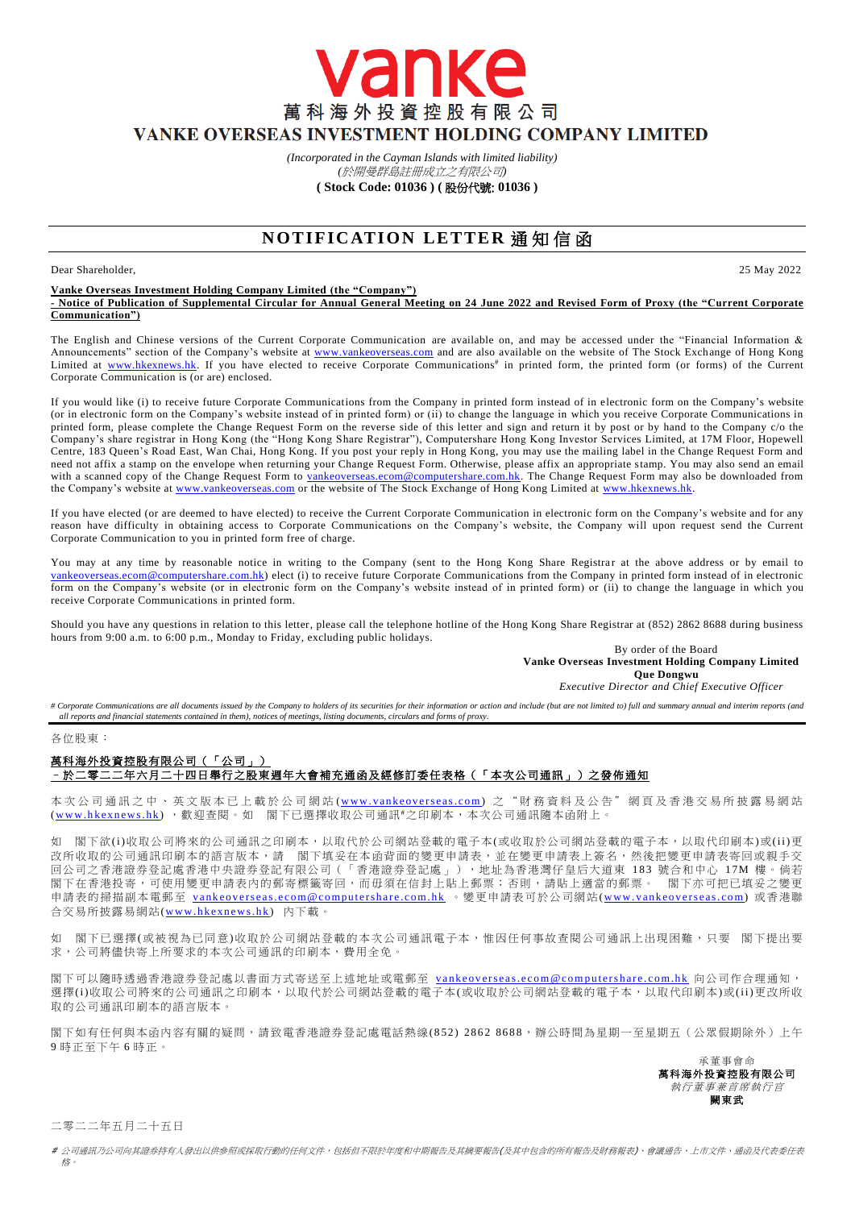vanke

# 萬科海外投資控股有限公司
# VANKE OVERSEAS INVESTMENT HOLDING COMPANY LIMITED

*(Incorporated in the Cayman Islands with limited liability)*
*(於開曼群島註冊成立之有限公司)*
**( Stock Code: 01036 ) ( 股份代號: 01036 )**

## NOTIFICATION LETTER 通知信函

Dear Shareholder,

25 May 2022

**Vanke Overseas Investment Holding Company Limited (the "Company")**
**- Notice of Publication of Supplemental Circular for Annual General Meeting on 24 June 2022 and Revised Form of Proxy (the "Current Corporate Communication")**

The English and Chinese versions of the Current Corporate Communication are available on, and may be accessed under the "Financial Information & Announcements" section of the Company's website at www.vankeoverseas.com and are also available on the website of The Stock Exchange of Hong Kong Limited at www.hkexnews.hk. If you have elected to receive Corporate Communications# in printed form, the printed form (or forms) of the Current Corporate Communication is (or are) enclosed.

If you would like (i) to receive future Corporate Communications from the Company in printed form instead of in electronic form on the Company's website (or in electronic form on the Company's website instead of in printed form) or (ii) to change the language in which you receive Corporate Communications in printed form, please complete the Change Request Form on the reverse side of this letter and sign and return it by post or by hand to the Company c/o the Company's share registrar in Hong Kong (the "Hong Kong Share Registrar"), Computershare Hong Kong Investor Services Limited, at 17M Floor, Hopewell Centre, 183 Queen's Road East, Wan Chai, Hong Kong. If you post your reply in Hong Kong, you may use the mailing label in the Change Request Form and need not affix a stamp on the envelope when returning your Change Request Form. Otherwise, please affix an appropriate stamp. You may also send an email with a scanned copy of the Change Request Form to vankeoverseas.ecom@computershare.com.hk. The Change Request Form may also be downloaded from the Company's website at www.vankeoverseas.com or the website of The Stock Exchange of Hong Kong Limited at www.hkexnews.hk.

If you have elected (or are deemed to have elected) to receive the Current Corporate Communication in electronic form on the Company's website and for any reason have difficulty in obtaining access to Corporate Communications on the Company's website, the Company will upon request send the Current Corporate Communication to you in printed form free of charge.

You may at any time by reasonable notice in writing to the Company (sent to the Hong Kong Share Registrar at the above address or by email to vankeoverseas.ecom@computershare.com.hk) elect (i) to receive future Corporate Communications from the Company in printed form instead of in electronic form on the Company's website (or in electronic form on the Company's website instead of in printed form) or (ii) to change the language in which you receive Corporate Communications in printed form.

Should you have any questions in relation to this letter, please call the telephone hotline of the Hong Kong Share Registrar at (852) 2862 8688 during business hours from 9:00 a.m. to 6:00 p.m., Monday to Friday, excluding public holidays.

By order of the Board
**Vanke Overseas Investment Holding Company Limited**
**Que Dongwu**
*Executive Director and Chief Executive Officer*

*# Corporate Communications are all documents issued by the Company to holders of its securities for their information or action and include (but are not limited to) full and summary annual and interim reports (and all reports and financial statements contained in them), notices of meetings, listing documents, circulars and forms of proxy.*

---

各位股東：

**萬科海外投資控股有限公司（「公司」）**
**－於二零二二年六月二十四日舉行之股東週年大會補充通函及經修訂委任表格（「本次公司通訊」）之發佈通知**

本次公司通訊之中、英文版本已上載於公司網站(www.vankeoverseas.com)之"財務資料及公告"網頁及香港交易所披露易網站(www.hkexnews.hk)，歡迎查閱。如 閣下已選擇收取公司通訊#之印刷本，本次公司通訊隨本函附上。

如 閣下欲(i)收取公司將來的公司通訊之印刷本，以取代於公司網站登載的電子本(或收取於公司網站登載的電子本，以取代印刷本)或(ii)更改所收取的公司通訊印刷本的語言版本，請 閣下填妥在本函背面的變更申請表，並在變更申請表上簽名，然後把變更申請表寄回或親手交回公司之香港證券登記處香港中央證券登記有限公司（「香港證券登記處」），地址為香港灣仔皇后大道東 183 號合和中心 17M 樓。倘若閣下在香港投寄，可使用變更申請表內的郵寄標籤寄回，而毋須在信封上貼上郵票；否則，請貼上適當的郵票。 閣下亦可把已填妥之變更申請表的掃描副本電郵至 vankeoverseas.ecom@computershare.com.hk 。變更申請表可於公司網站(www.vankeoverseas.com) 或香港聯合交易所披露易網站(www.hkexnews.hk) 內下載。

如 閣下已選擇(或被視為已同意)收取於公司網站登載的本次公司通訊電子本，惟因任何事故查閱公司通訊上出現困難，只要 閣下提出要求，公司將儘快寄上所要求的本次公司通訊的印刷本，費用全免。

閣下可以隨時透過香港證券登記處以書面方式寄送至上述地址或電郵至 vankeoverseas.ecom@computershare.com.hk 向公司作合理通知，選擇(i)收取公司將來的公司通訊之印刷本，以取代於公司網站登載的電子本(或收取於公司網站登載的電子本，以取代印刷本)或(ii)更改所收取的公司通訊印刷本的語言版本。

閣下如有任何與本函內容有關的疑問，請致電香港證券登記處電話熱線(852) 2862 8688，辦公時間為星期一至星期五（公眾假期除外）上午9時正至下午6時正。

承董事會命
**萬科海外投資控股有限公司**
*執行董事兼首席執行官*
**闕東武**

二零二二年五月二十五日

*# 公司通訊乃公司向其證券持有人發出以供參照或採取行動的任何文件，包括但不限於年度和中期報告及其摘要報告(及其中包含的所有報告及財務報表)、會議通告、上市文件、通函及代表委任表格。*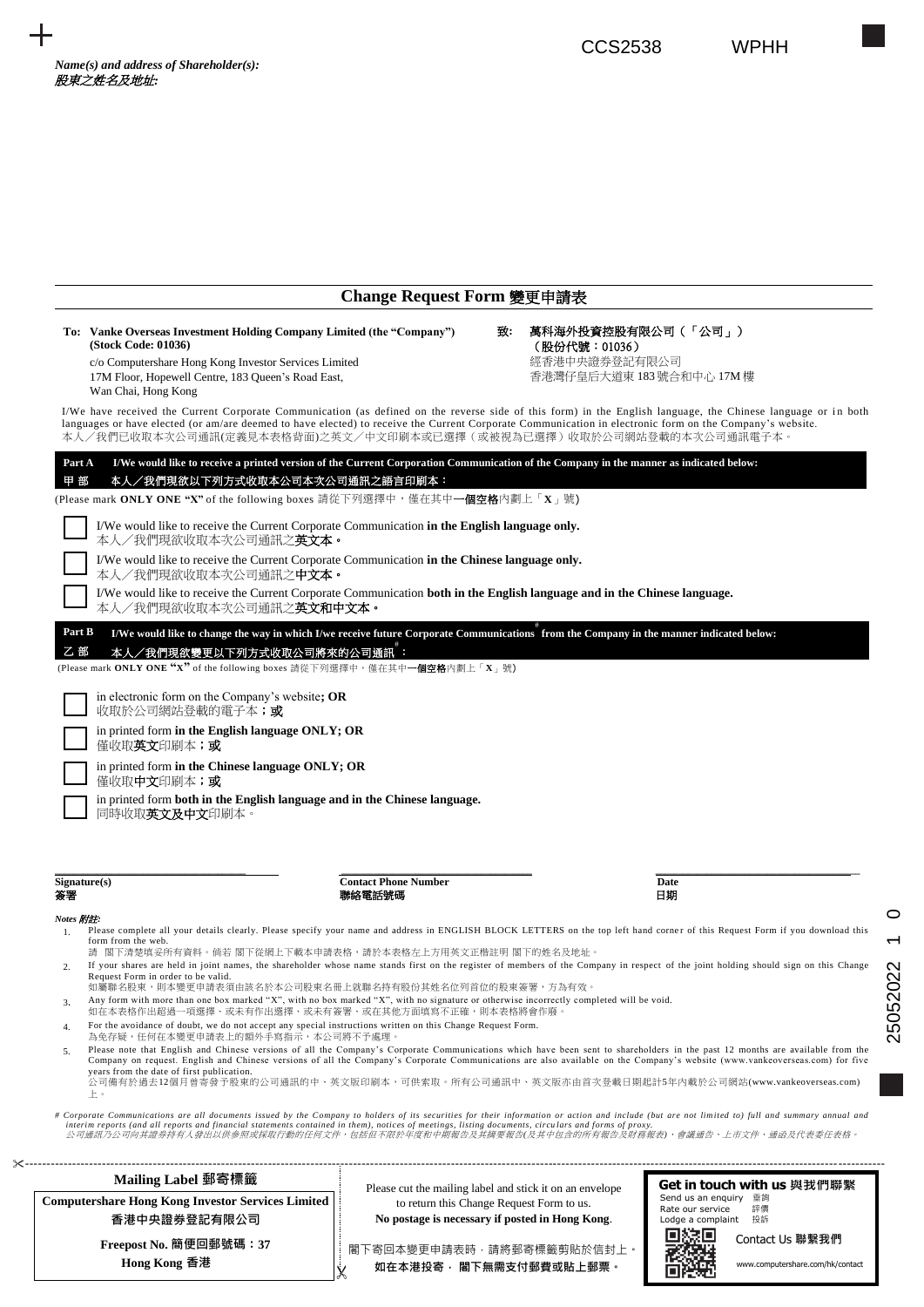CCS2538 WPHH

*Name(s) and address of Shareholder(s):*
*股東之姓名及地址:*

# Change Request Form 變更申請表

**To: Vanke Overseas Investment Holding Company Limited (the "Company") (Stock Code: 01036)**
c/o Computershare Hong Kong Investor Services Limited
17M Floor, Hopewell Centre, 183 Queen's Road East,
Wan Chai, Hong Kong

**致: 萬科海外投資控股有限公司(「公司」)(股份代號:01036)**
經香港中央證券登記有限公司
香港灣仔皇后大道東183號合和中心17M樓

I/We have received the Current Corporate Communication (as defined on the reverse side of this form) in the English language, the Chinese language or in both languages or have elected (or am/are deemed to have elected) to receive the Current Corporate Communication in electronic form on the Company's website.
本人/我們已收取本次公司通訊(定義見本表格背面)之英文/中文印刷本或已選擇(或被視為已選擇)收取於公司網站登載的本次公司通訊電子本。

**Part A I/We would like to receive a printed version of the Current Corporation Communication of the Company in the manner as indicated below:**
**甲部 本人/我們現欲以下列方式收取本公司本次公司通訊之語言印刷本:**

(Please mark **ONLY ONE "X"** of the following boxes 請從下列選擇中,僅在其中**一個空格**內劃上「**X**」號)

- ☐ I/We would like to receive the Current Corporate Communication **in the English language only.**
  本人/我們現欲收取本次公司通訊之**英文本**。
- ☐ I/We would like to receive the Current Corporate Communication **in the Chinese language only.**
  本人/我們現欲收取本次公司通訊之**中文本**。
- ☐ I/We would like to receive the Current Corporate Communication **both in the English language and in the Chinese language.**
  本人/我們現欲收取本次公司通訊之**英文和中文本**。

**Part B I/We would like to change the way in which I/we receive future Corporate Communications# from the Company in the manner indicated below:**
**乙部 本人/我們現欲變更以下列方式收取公司將來的公司通訊#:**

(Please mark **ONLY ONE "X"** of the following boxes 請從下列選擇中,僅在其中**一個空格**內劃上「**X**」號)

- ☐ in electronic form on the Company's website**; OR**
  收取於公司網站登載的電子本**;或**
- ☐ in printed form **in the English language ONLY; OR**
  僅收取**英文**印刷本**;或**
- ☐ in printed form **in the Chinese language ONLY; OR**
  僅收取**中文**印刷本**;或**
- ☐ in printed form **both in the English language and in the Chinese language.**
  同時收取**英文及中文**印刷本。

| Signature(s) 簽署 | Contact Phone Number 聯絡電話號碼 | Date 日期 |
|---|---|---|
| | | |

*Notes 附註:*

1. Please complete all your details clearly. Please specify your name and address in ENGLISH BLOCK LETTERS on the top left hand corner of this Request Form if you download this form from the web.
   請 閣下清楚填妥所有資料。倘若 閣下從網上下載本申請表格,請於本表格左上方用英文正楷註明 閣下的姓名及地址。
2. If your shares are held in joint names, the shareholder whose name stands first on the register of members of the Company in respect of the joint holding should sign on this Change Request Form in order to be valid.
   如屬聯名股東,則本變更申請表須由該名於本公司股東名冊上就聯名持有股份其姓名位列首位的股東簽署,方為有效。
3. Any form with more than one box marked "X", with no box marked "X", with no signature or otherwise incorrectly completed will be void.
   如在本表格作出超過一項選擇,或未有作出選擇,或未有簽署,或在其他方面填寫不正確,則本表格將會作廢。
4. For the avoidance of doubt, we do not accept any special instructions written on this Change Request Form.
   為免存疑,任何在本變更申請表上的額外手寫指示,本公司將不予處理。
5. Please note that English and Chinese versions of all the Company's Corporate Communications which have been sent to shareholders in the past 12 months are available from the Company on request. English and Chinese versions of all the Company's Corporate Communications are also available on the Company's website (www.vankeoverseas.com) for five years from the date of first publication.
   公司備有於過去12個月曾寄發予股東的公司通訊的中、英文版印刷本,可供索取。所有公司通訊中、英文版亦由首次登載日期起計5年內載於公司網站(www.vankeoverseas.com)上。

*# Corporate Communications are all documents issued by the Company to holders of its securities for their information or action and include (but are not limited to) full and summary annual and interim reports (and all reports and financial statements contained in them), notices of meetings, listing documents, circulars and forms of proxy.*
*公司通訊乃公司向其證券持有人發出以供參照或採取行動的任何文件,包括但不限於年度和中期報告及其摘要報告(及其中包含的所有報告及財務報表)、會議通告、上市文件、通函及代表委任表格。*

25052022 1 0

---

**Mailing Label 郵寄標籤**

**Computershare Hong Kong Investor Services Limited**
**香港中央證券登記有限公司**
**Freepost No. 簡便回郵號碼:37**
**Hong Kong 香港**

Please cut the mailing label and stick it on an envelope to return this Change Request Form to us.
**No postage is necessary if posted in Hong Kong**.
閣下寄回本變更申請表時,請將郵寄標籤剪貼於信封上。
**如在本港投寄, 閣下無需支付郵費或貼上郵票。**

**Get in touch with us 與我們聯繫**
Send us an enquiry 查詢
Rate our service 評價
Lodge a complaint 投訴
Contact Us 聯繫我們
www.computershare.com/hk/contact